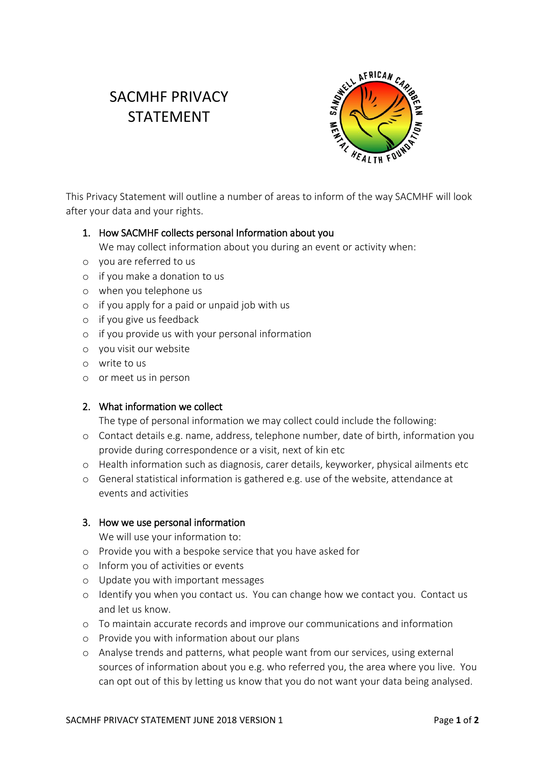# SACMHF PRIVACY STATEMENT

This Privacy Statement will outline a number of areas to inform of the way SACMHF will look after your data and your rights.

1. How SACMHF collects personal Information about you

   We may collect information about you during an event or activity when:

- you are referred to us
- if you make a donation to us
- when you telephone us
- if you apply for a paid or unpaid job with us
- if you give us feedback
- if you provide us with your personal information
- you visit our website
- write to us
- or meet us in person

2. What information we collect

   The type of personal information we may collect could include the following:

- Contact details e.g. name, address, telephone number, date of birth, information you provide during correspondence or a visit, next of kin etc
- Health information such as diagnosis, carer details, keyworker, physical ailments etc
- General statistical information is gathered e.g. use of the website, attendance at events and activities

3. How we use personal information

   We will use your information to:

- Provide you with a bespoke service that you have asked for
- Inform you of activities or events
- Update you with important messages
- Identify you when you contact us. You can change how we contact you. Contact us and let us know.
- To maintain accurate records and improve our communications and information
- Provide you with information about our plans
- Analyse trends and patterns, what people want from our services, using external sources of information about you e.g. who referred you, the area where you live. You can opt out of this by letting us know that you do not want your data being analysed.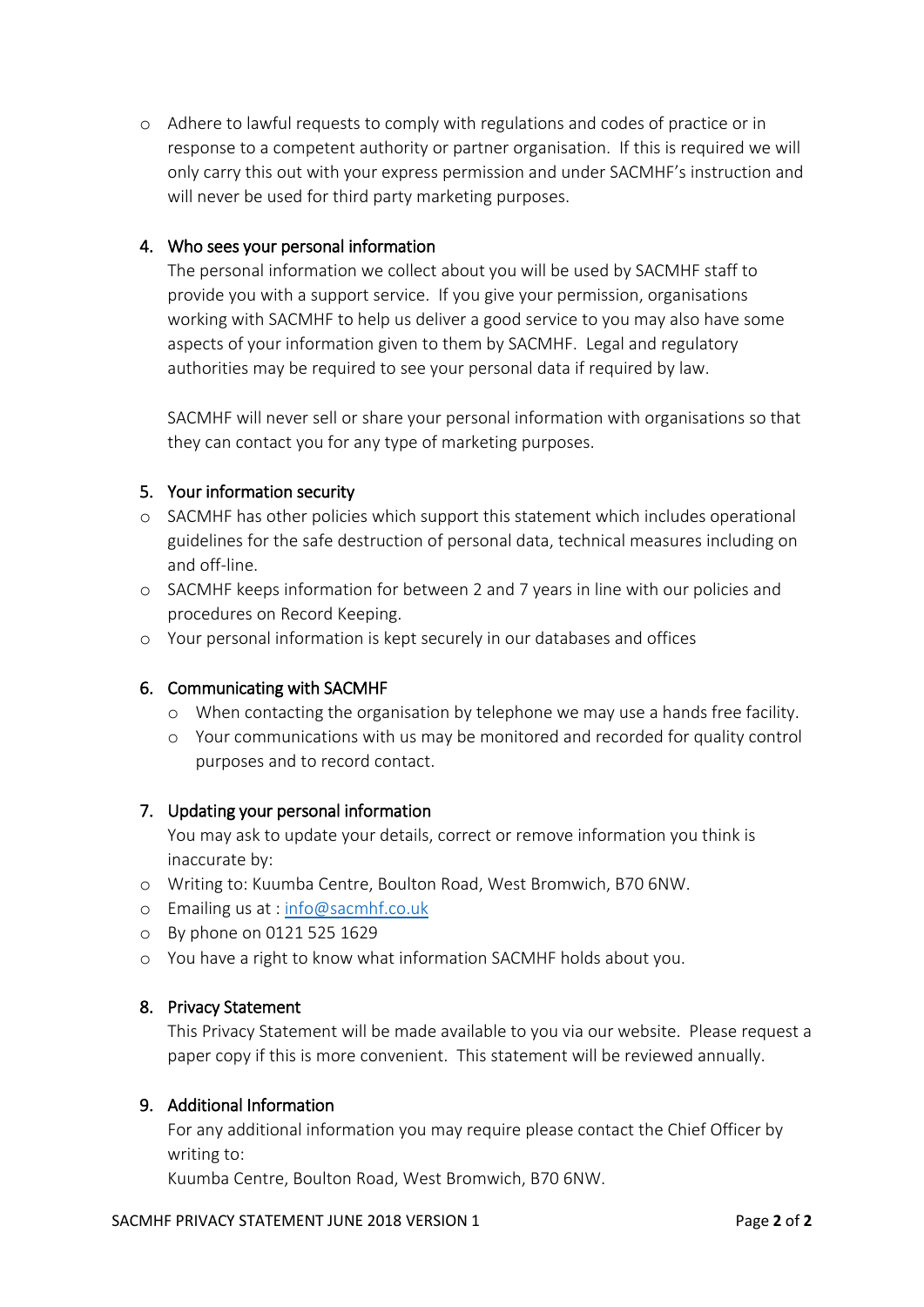- Adhere to lawful requests to comply with regulations and codes of practice or in response to a competent authority or partner organisation. If this is required we will only carry this out with your express permission and under SACMHF's instruction and will never be used for third party marketing purposes.

## 4. Who sees your personal information

The personal information we collect about you will be used by SACMHF staff to provide you with a support service. If you give your permission, organisations working with SACMHF to help us deliver a good service to you may also have some aspects of your information given to them by SACMHF. Legal and regulatory authorities may be required to see your personal data if required by law.

SACMHF will never sell or share your personal information with organisations so that they can contact you for any type of marketing purposes.

## 5. Your information security

- SACMHF has other policies which support this statement which includes operational guidelines for the safe destruction of personal data, technical measures including on and off-line.
- SACMHF keeps information for between 2 and 7 years in line with our policies and procedures on Record Keeping.
- Your personal information is kept securely in our databases and offices

## 6. Communicating with SACMHF

- When contacting the organisation by telephone we may use a hands free facility.
- Your communications with us may be monitored and recorded for quality control purposes and to record contact.

## 7. Updating your personal information

You may ask to update your details, correct or remove information you think is inaccurate by:

- Writing to: Kuumba Centre, Boulton Road, West Bromwich, B70 6NW.
- Emailing us at : info@sacmhf.co.uk
- By phone on 0121 525 1629
- You have a right to know what information SACMHF holds about you.

## 8. Privacy Statement

This Privacy Statement will be made available to you via our website. Please request a paper copy if this is more convenient. This statement will be reviewed annually.

## 9. Additional Information

For any additional information you may require please contact the Chief Officer by writing to:

Kuumba Centre, Boulton Road, West Bromwich, B70 6NW.